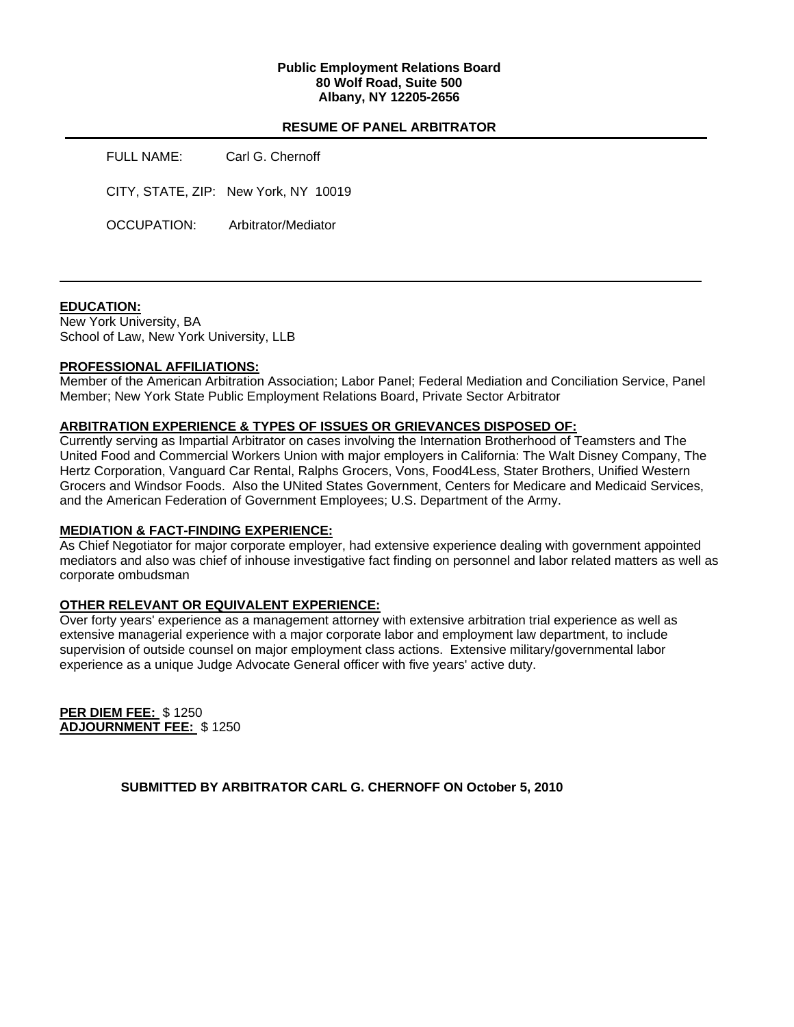**Public Employment Relations Board**
**80 Wolf Road, Suite 500**
**Albany, NY 12205-2656**

## RESUME OF PANEL ARBITRATOR

FULL NAME: Carl G. Chernoff

CITY, STATE, ZIP: New York, NY 10019

OCCUPATION: Arbitrator/Mediator

---

**EDUCATION:**
New York University, BA
School of Law, New York University, LLB

**PROFESSIONAL AFFILIATIONS:**
Member of the American Arbitration Association; Labor Panel; Federal Mediation and Conciliation Service, Panel Member; New York State Public Employment Relations Board, Private Sector Arbitrator

**ARBITRATION EXPERIENCE & TYPES OF ISSUES OR GRIEVANCES DISPOSED OF:**
Currently serving as Impartial Arbitrator on cases involving the Internation Brotherhood of Teamsters and The United Food and Commercial Workers Union with major employers in California: The Walt Disney Company, The Hertz Corporation, Vanguard Car Rental, Ralphs Grocers, Vons, Food4Less, Stater Brothers, Unified Western Grocers and Windsor Foods. Also the UNited States Government, Centers for Medicare and Medicaid Services, and the American Federation of Government Employees; U.S. Department of the Army.

**MEDIATION & FACT-FINDING EXPERIENCE:**
As Chief Negotiator for major corporate employer, had extensive experience dealing with government appointed mediators and also was chief of inhouse investigative fact finding on personnel and labor related matters as well as corporate ombudsman

**OTHER RELEVANT OR EQUIVALENT EXPERIENCE:**
Over forty years' experience as a management attorney with extensive arbitration trial experience as well as extensive managerial experience with a major corporate labor and employment law department, to include supervision of outside counsel on major employment class actions. Extensive military/governmental labor experience as a unique Judge Advocate General officer with five years' active duty.

**PER DIEM FEE:** $ 1250
**ADJOURNMENT FEE:** $ 1250

**SUBMITTED BY ARBITRATOR CARL G. CHERNOFF ON October 5, 2010**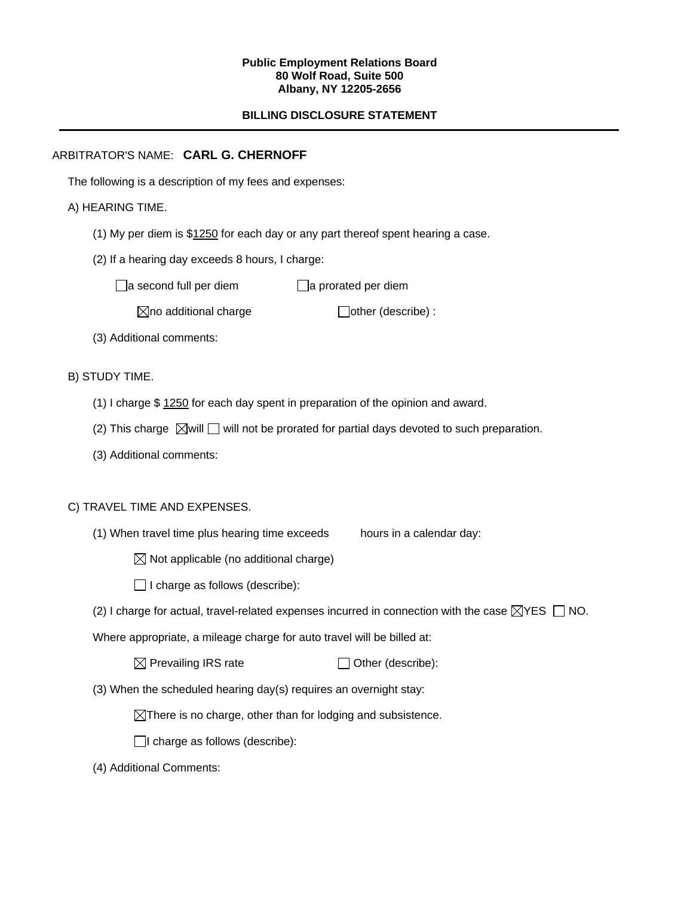**Public Employment Relations Board**
**80 Wolf Road, Suite 500**
**Albany, NY 12205-2656**

**BILLING DISCLOSURE STATEMENT**

---

ARBITRATOR'S NAME: **CARL G. CHERNOFF**

The following is a description of my fees and expenses:

A) HEARING TIME.

(1) My per diem is $1250 for each day or any part thereof spent hearing a case.

(2) If a hearing day exceeds 8 hours, I charge:

☐ a second full per diem ☐ a prorated per diem

☒ no additional charge ☐ other (describe) :

(3) Additional comments:

B) STUDY TIME.

(1) I charge $ 1250 for each day spent in preparation of the opinion and award.

(2) This charge ☒ will ☐ will not be prorated for partial days devoted to such preparation.

(3) Additional comments:

C) TRAVEL TIME AND EXPENSES.

(1) When travel time plus hearing time exceeds hours in a calendar day:

☒ Not applicable (no additional charge)

☐ I charge as follows (describe):

(2) I charge for actual, travel-related expenses incurred in connection with the case ☒ YES ☐ NO.

Where appropriate, a mileage charge for auto travel will be billed at:

☒ Prevailing IRS rate ☐ Other (describe):

(3) When the scheduled hearing day(s) requires an overnight stay:

☒ There is no charge, other than for lodging and subsistence.

☐ I charge as follows (describe):

(4) Additional Comments: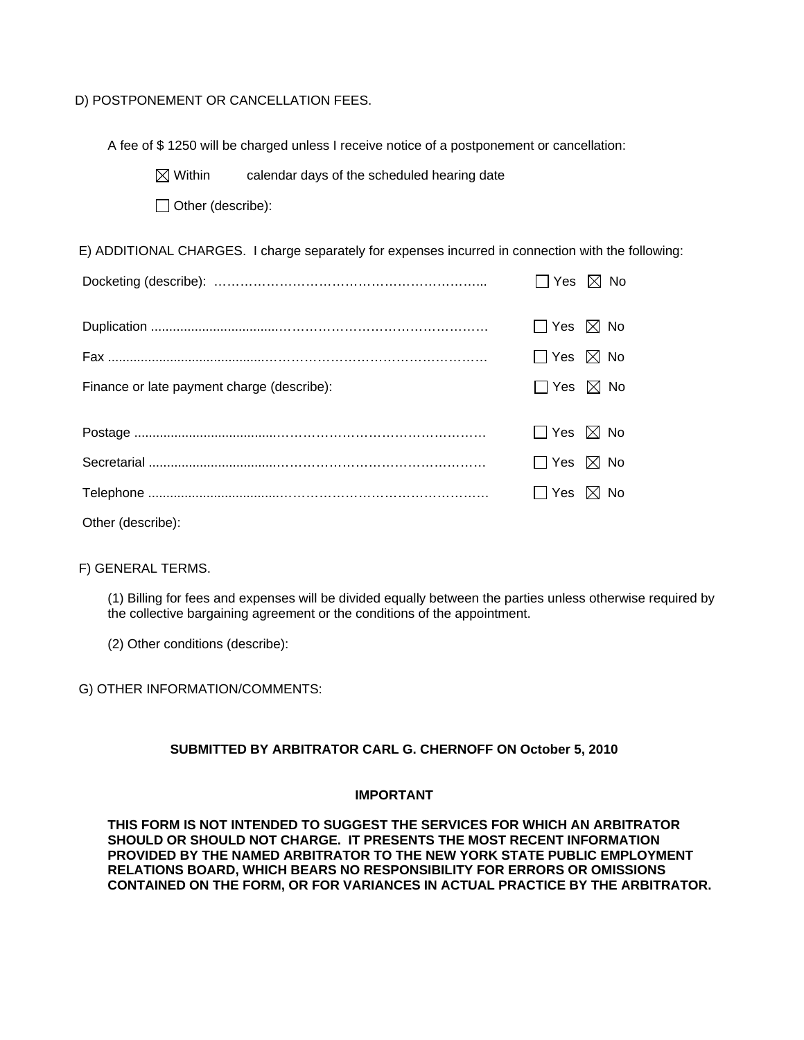D) POSTPONEMENT OR CANCELLATION FEES.

A fee of $ 1250 will be charged unless I receive notice of a postponement or cancellation:

☒ Within calendar days of the scheduled hearing date

☐ Other (describe):

E) ADDITIONAL CHARGES. I charge separately for expenses incurred in connection with the following:

| | |
|---|---|
| Docketing (describe): …………………………………………………... | ☐ Yes ☒ No |
| Duplication ………………………………………………………… | ☐ Yes ☒ No |
| Fax ………………………………………………………………… | ☐ Yes ☒ No |
| Finance or late payment charge (describe): | ☐ Yes ☒ No |
| Postage …………………………………………………………… | ☐ Yes ☒ No |
| Secretarial ………………………………………………………… | ☐ Yes ☒ No |
| Telephone ………………………………………………………… | ☐ Yes ☒ No |

Other (describe):

F) GENERAL TERMS.

(1) Billing for fees and expenses will be divided equally between the parties unless otherwise required by the collective bargaining agreement or the conditions of the appointment.

(2) Other conditions (describe):

G) OTHER INFORMATION/COMMENTS:

**SUBMITTED BY ARBITRATOR CARL G. CHERNOFF ON October 5, 2010**

**IMPORTANT**

**THIS FORM IS NOT INTENDED TO SUGGEST THE SERVICES FOR WHICH AN ARBITRATOR SHOULD OR SHOULD NOT CHARGE. IT PRESENTS THE MOST RECENT INFORMATION PROVIDED BY THE NAMED ARBITRATOR TO THE NEW YORK STATE PUBLIC EMPLOYMENT RELATIONS BOARD, WHICH BEARS NO RESPONSIBILITY FOR ERRORS OR OMISSIONS CONTAINED ON THE FORM, OR FOR VARIANCES IN ACTUAL PRACTICE BY THE ARBITRATOR.**